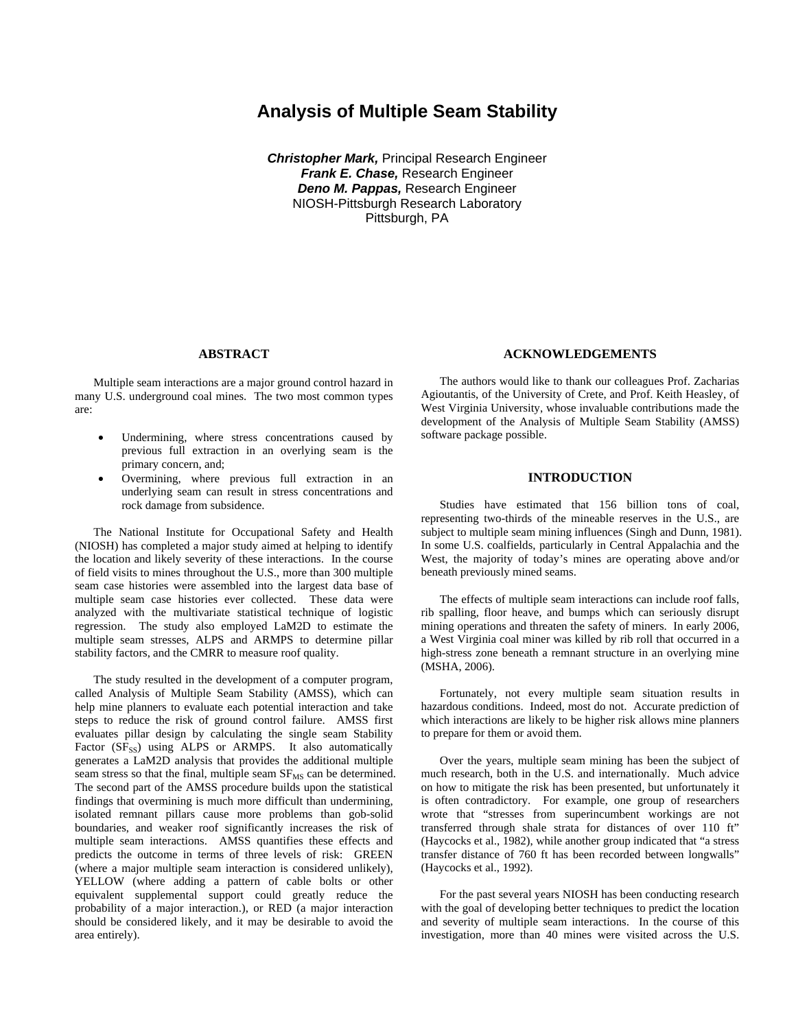# Analysis of Multiple Seam Stability

***Christopher Mark,*** Principal Research Engineer
***Frank E. Chase,*** Research Engineer
***Deno M. Pappas,*** Research Engineer
NIOSH-Pittsburgh Research Laboratory
Pittsburgh, PA

## ABSTRACT

Multiple seam interactions are a major ground control hazard in many U.S. underground coal mines. The two most common types are:

- Undermining, where stress concentrations caused by previous full extraction in an overlying seam is the primary concern, and;
- Overmining, where previous full extraction in an underlying seam can result in stress concentrations and rock damage from subsidence.

The National Institute for Occupational Safety and Health (NIOSH) has completed a major study aimed at helping to identify the location and likely severity of these interactions. In the course of field visits to mines throughout the U.S., more than 300 multiple seam case histories were assembled into the largest data base of multiple seam case histories ever collected. These data were analyzed with the multivariate statistical technique of logistic regression. The study also employed LaM2D to estimate the multiple seam stresses, ALPS and ARMPS to determine pillar stability factors, and the CMRR to measure roof quality.

The study resulted in the development of a computer program, called Analysis of Multiple Seam Stability (AMSS), which can help mine planners to evaluate each potential interaction and take steps to reduce the risk of ground control failure. AMSS first evaluates pillar design by calculating the single seam Stability Factor ($SF_{SS}$) using ALPS or ARMPS. It also automatically generates a LaM2D analysis that provides the additional multiple seam stress so that the final, multiple seam $SF_{MS}$ can be determined. The second part of the AMSS procedure builds upon the statistical findings that overmining is much more difficult than undermining, isolated remnant pillars cause more problems than gob-solid boundaries, and weaker roof significantly increases the risk of multiple seam interactions. AMSS quantifies these effects and predicts the outcome in terms of three levels of risk: GREEN (where a major multiple seam interaction is considered unlikely), YELLOW (where adding a pattern of cable bolts or other equivalent supplemental support could greatly reduce the probability of a major interaction.), or RED (a major interaction should be considered likely, and it may be desirable to avoid the area entirely).

## ACKNOWLEDGEMENTS

The authors would like to thank our colleagues Prof. Zacharias Agioutantis, of the University of Crete, and Prof. Keith Heasley, of West Virginia University, whose invaluable contributions made the development of the Analysis of Multiple Seam Stability (AMSS) software package possible.

## INTRODUCTION

Studies have estimated that 156 billion tons of coal, representing two-thirds of the mineable reserves in the U.S., are subject to multiple seam mining influences (Singh and Dunn, 1981). In some U.S. coalfields, particularly in Central Appalachia and the West, the majority of today's mines are operating above and/or beneath previously mined seams.

The effects of multiple seam interactions can include roof falls, rib spalling, floor heave, and bumps which can seriously disrupt mining operations and threaten the safety of miners. In early 2006, a West Virginia coal miner was killed by rib roll that occurred in a high-stress zone beneath a remnant structure in an overlying mine (MSHA, 2006).

Fortunately, not every multiple seam situation results in hazardous conditions. Indeed, most do not. Accurate prediction of which interactions are likely to be higher risk allows mine planners to prepare for them or avoid them.

Over the years, multiple seam mining has been the subject of much research, both in the U.S. and internationally. Much advice on how to mitigate the risk has been presented, but unfortunately it is often contradictory. For example, one group of researchers wrote that "stresses from superincumbent workings are not transferred through shale strata for distances of over 110 ft" (Haycocks et al., 1982), while another group indicated that "a stress transfer distance of 760 ft has been recorded between longwalls" (Haycocks et al., 1992).

For the past several years NIOSH has been conducting research with the goal of developing better techniques to predict the location and severity of multiple seam interactions. In the course of this investigation, more than 40 mines were visited across the U.S.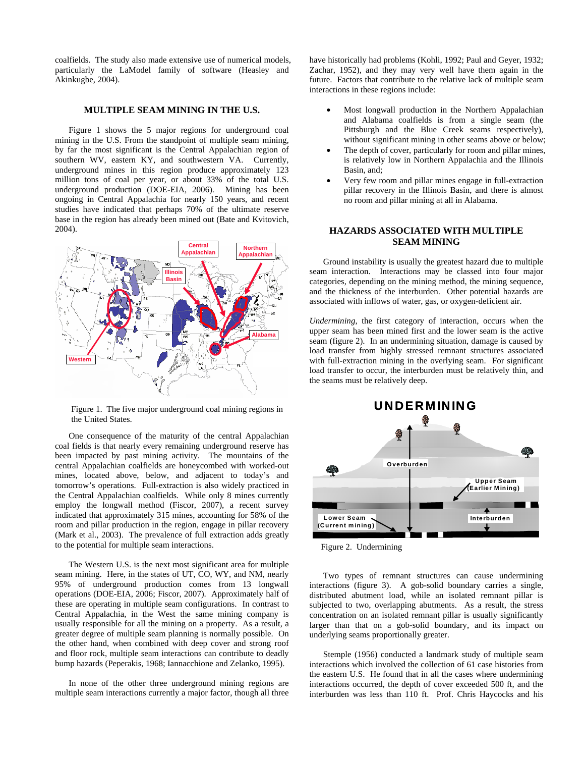coalfields. The study also made extensive use of numerical models, particularly the LaModel family of software (Heasley and Akinkugbe, 2004).

## MULTIPLE SEAM MINING IN THE U.S.

Figure 1 shows the 5 major regions for underground coal mining in the U.S. From the standpoint of multiple seam mining, by far the most significant is the Central Appalachian region of southern WV, eastern KY, and southwestern VA. Currently, underground mines in this region produce approximately 123 million tons of coal per year, or about 33% of the total U.S. underground production (DOE-EIA, 2006). Mining has been ongoing in Central Appalachia for nearly 150 years, and recent studies have indicated that perhaps 70% of the ultimate reserve base in the region has already been mined out (Bate and Kvitovich, 2004).

Figure 1. The five major underground coal mining regions in the United States.

One consequence of the maturity of the central Appalachian coal fields is that nearly every remaining underground reserve has been impacted by past mining activity. The mountains of the central Appalachian coalfields are honeycombed with worked-out mines, located above, below, and adjacent to today's and tomorrow's operations. Full-extraction is also widely practiced in the Central Appalachian coalfields. While only 8 mines currently employ the longwall method (Fiscor, 2007), a recent survey indicated that approximately 315 mines, accounting for 58% of the room and pillar production in the region, engage in pillar recovery (Mark et al., 2003). The prevalence of full extraction adds greatly to the potential for multiple seam interactions.

The Western U.S. is the next most significant area for multiple seam mining. Here, in the states of UT, CO, WY, and NM, nearly 95% of underground production comes from 13 longwall operations (DOE-EIA, 2006; Fiscor, 2007). Approximately half of these are operating in multiple seam configurations. In contrast to Central Appalachia, in the West the same mining company is usually responsible for all the mining on a property. As a result, a greater degree of multiple seam planning is normally possible. On the other hand, when combined with deep cover and strong roof and floor rock, multiple seam interactions can contribute to deadly bump hazards (Peperakis, 1968; Iannacchione and Zelanko, 1995).

In none of the other three underground mining regions are multiple seam interactions currently a major factor, though all three have historically had problems (Kohli, 1992; Paul and Geyer, 1932; Zachar, 1952), and they may very well have them again in the future. Factors that contribute to the relative lack of multiple seam interactions in these regions include:

- Most longwall production in the Northern Appalachian and Alabama coalfields is from a single seam (the Pittsburgh and the Blue Creek seams respectively), without significant mining in other seams above or below;
- The depth of cover, particularly for room and pillar mines, is relatively low in Northern Appalachia and the Illinois Basin, and;
- Very few room and pillar mines engage in full-extraction pillar recovery in the Illinois Basin, and there is almost no room and pillar mining at all in Alabama.

## HAZARDS ASSOCIATED WITH MULTIPLE SEAM MINING

Ground instability is usually the greatest hazard due to multiple seam interaction. Interactions may be classed into four major categories, depending on the mining method, the mining sequence, and the thickness of the interburden. Other potential hazards are associated with inflows of water, gas, or oxygen-deficient air.

*Undermining*, the first category of interaction, occurs when the upper seam has been mined first and the lower seam is the active seam (figure 2). In an undermining situation, damage is caused by load transfer from highly stressed remnant structures associated with full-extraction mining in the overlying seam. For significant load transfer to occur, the interburden must be relatively thin, and the seams must be relatively deep.

Figure 2. Undermining

Two types of remnant structures can cause undermining interactions (figure 3). A gob-solid boundary carries a single, distributed abutment load, while an isolated remnant pillar is subjected to two, overlapping abutments. As a result, the stress concentration on an isolated remnant pillar is usually significantly larger than that on a gob-solid boundary, and its impact on underlying seams proportionally greater.

Stemple (1956) conducted a landmark study of multiple seam interactions which involved the collection of 61 case histories from the eastern U.S. He found that in all the cases where undermining interactions occurred, the depth of cover exceeded 500 ft, and the interburden was less than 110 ft. Prof. Chris Haycocks and his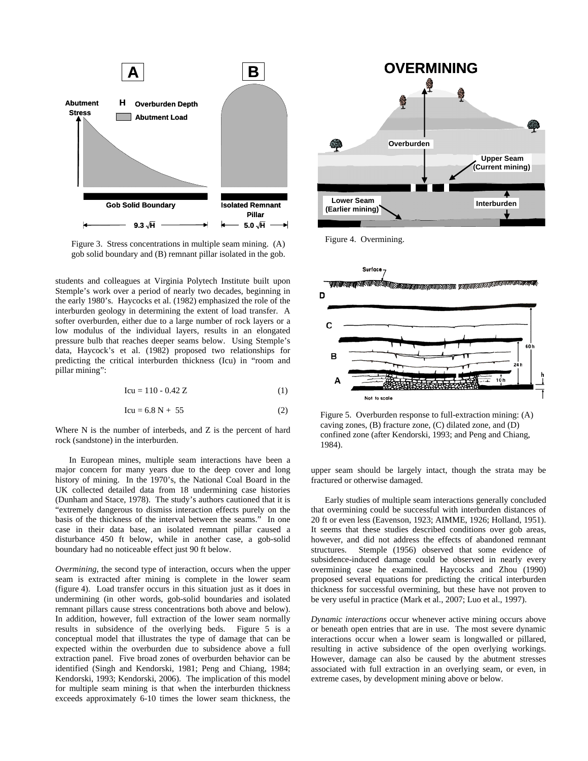Figure 3. Stress concentrations in multiple seam mining. (A) gob solid boundary and (B) remnant pillar isolated in the gob.

Figure 4. Overmining.

Figure 5. Overburden response to full-extraction mining: (A) caving zones, (B) fracture zone, (C) dilated zone, and (D) confined zone (after Kendorski, 1993; and Peng and Chiang, 1984).

students and colleagues at Virginia Polytech Institute built upon Stemple's work over a period of nearly two decades, beginning in the early 1980's. Haycocks et al. (1982) emphasized the role of the interburden geology in determining the extent of load transfer. A softer overburden, either due to a large number of rock layers or a low modulus of the individual layers, results in an elongated pressure bulb that reaches deeper seams below. Using Stemple's data, Haycock's et al. (1982) proposed two relationships for predicting the critical interburden thickness (Icu) in "room and pillar mining":

$$Icu = 110 - 0.42\,Z \tag{1}$$

$$Icu = 6.8\,N + 55 \tag{2}$$

Where N is the number of interbeds, and Z is the percent of hard rock (sandstone) in the interburden.

In European mines, multiple seam interactions have been a major concern for many years due to the deep cover and long history of mining. In the 1970's, the National Coal Board in the UK collected detailed data from 18 undermining case histories (Dunham and Stace, 1978). The study's authors cautioned that it is "extremely dangerous to dismiss interaction effects purely on the basis of the thickness of the interval between the seams." In one case in their data base, an isolated remnant pillar caused a disturbance 450 ft below, while in another case, a gob-solid boundary had no noticeable effect just 90 ft below.

*Overmining*, the second type of interaction, occurs when the upper seam is extracted after mining is complete in the lower seam (figure 4). Load transfer occurs in this situation just as it does in undermining (in other words, gob-solid boundaries and isolated remnant pillars cause stress concentrations both above and below). In addition, however, full extraction of the lower seam normally results in subsidence of the overlying beds. Figure 5 is a conceptual model that illustrates the type of damage that can be expected within the overburden due to subsidence above a full extraction panel. Five broad zones of overburden behavior can be identified (Singh and Kendorski, 1981; Peng and Chiang, 1984; Kendorski, 1993; Kendorski, 2006). The implication of this model for multiple seam mining is that when the interburden thickness exceeds approximately 6-10 times the lower seam thickness, the upper seam should be largely intact, though the strata may be fractured or otherwise damaged.

Early studies of multiple seam interactions generally concluded that overmining could be successful with interburden distances of 20 ft or even less (Eavenson, 1923; AIMME, 1926; Holland, 1951). It seems that these studies described conditions over gob areas, however, and did not address the effects of abandoned remnant structures. Stemple (1956) observed that some evidence of subsidence-induced damage could be observed in nearly every overmining case he examined. Haycocks and Zhou (1990) proposed several equations for predicting the critical interburden thickness for successful overmining, but these have not proven to be very useful in practice (Mark et al., 2007; Luo et al., 1997).

*Dynamic interactions* occur whenever active mining occurs above or beneath open entries that are in use. The most severe dynamic interactions occur when a lower seam is longwalled or pillared, resulting in active subsidence of the open overlying workings. However, damage can also be caused by the abutment stresses associated with full extraction in an overlying seam, or even, in extreme cases, by development mining above or below.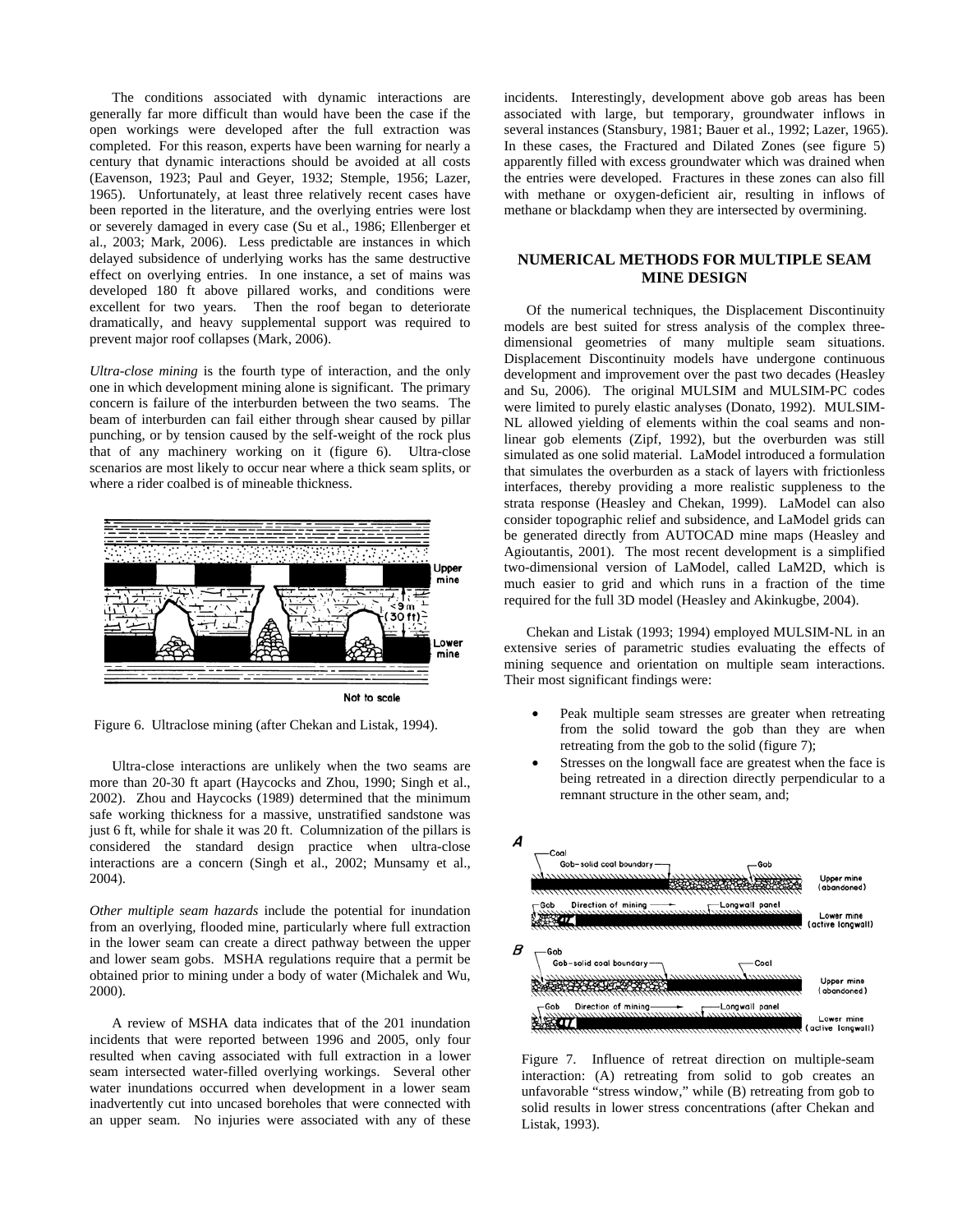The conditions associated with dynamic interactions are generally far more difficult than would have been the case if the open workings were developed after the full extraction was completed. For this reason, experts have been warning for nearly a century that dynamic interactions should be avoided at all costs (Eavenson, 1923; Paul and Geyer, 1932; Stemple, 1956; Lazer, 1965). Unfortunately, at least three relatively recent cases have been reported in the literature, and the overlying entries were lost or severely damaged in every case (Su et al., 1986; Ellenberger et al., 2003; Mark, 2006). Less predictable are instances in which delayed subsidence of underlying works has the same destructive effect on overlying entries. In one instance, a set of mains was developed 180 ft above pillared works, and conditions were excellent for two years. Then the roof began to deteriorate dramatically, and heavy supplemental support was required to prevent major roof collapses (Mark, 2006).

*Ultra-close mining* is the fourth type of interaction, and the only one in which development mining alone is significant. The primary concern is failure of the interburden between the two seams. The beam of interburden can fail either through shear caused by pillar punching, or by tension caused by the self-weight of the rock plus that of any machinery working on it (figure 6). Ultra-close scenarios are most likely to occur near where a thick seam splits, or where a rider coalbed is of mineable thickness.

Figure 6. Ultraclose mining (after Chekan and Listak, 1994).

Ultra-close interactions are unlikely when the two seams are more than 20-30 ft apart (Haycocks and Zhou, 1990; Singh et al., 2002). Zhou and Haycocks (1989) determined that the minimum safe working thickness for a massive, unstratified sandstone was just 6 ft, while for shale it was 20 ft. Columnization of the pillars is considered the standard design practice when ultra-close interactions are a concern (Singh et al., 2002; Munsamy et al., 2004).

*Other multiple seam hazards* include the potential for inundation from an overlying, flooded mine, particularly where full extraction in the lower seam can create a direct pathway between the upper and lower seam gobs. MSHA regulations require that a permit be obtained prior to mining under a body of water (Michalek and Wu, 2000).

A review of MSHA data indicates that of the 201 inundation incidents that were reported between 1996 and 2005, only four resulted when caving associated with full extraction in a lower seam intersected water-filled overlying workings. Several other water inundations occurred when development in a lower seam inadvertently cut into uncased boreholes that were connected with an upper seam. No injuries were associated with any of these incidents. Interestingly, development above gob areas has been associated with large, but temporary, groundwater inflows in several instances (Stansbury, 1981; Bauer et al., 1992; Lazer, 1965). In these cases, the Fractured and Dilated Zones (see figure 5) apparently filled with excess groundwater which was drained when the entries were developed. Fractures in these zones can also fill with methane or oxygen-deficient air, resulting in inflows of methane or blackdamp when they are intersected by overmining.

## NUMERICAL METHODS FOR MULTIPLE SEAM MINE DESIGN

Of the numerical techniques, the Displacement Discontinuity models are best suited for stress analysis of the complex three-dimensional geometries of many multiple seam situations. Displacement Discontinuity models have undergone continuous development and improvement over the past two decades (Heasley and Su, 2006). The original MULSIM and MULSIM-PC codes were limited to purely elastic analyses (Donato, 1992). MULSIM-NL allowed yielding of elements within the coal seams and non-linear gob elements (Zipf, 1992), but the overburden was still simulated as one solid material. LaModel introduced a formulation that simulates the overburden as a stack of layers with frictionless interfaces, thereby providing a more realistic suppleness to the strata response (Heasley and Chekan, 1999). LaModel can also consider topographic relief and subsidence, and LaModel grids can be generated directly from AUTOCAD mine maps (Heasley and Agioutantis, 2001). The most recent development is a simplified two-dimensional version of LaModel, called LaM2D, which is much easier to grid and which runs in a fraction of the time required for the full 3D model (Heasley and Akinkugbe, 2004).

Chekan and Listak (1993; 1994) employed MULSIM-NL in an extensive series of parametric studies evaluating the effects of mining sequence and orientation on multiple seam interactions. Their most significant findings were:

- Peak multiple seam stresses are greater when retreating from the solid toward the gob than they are when retreating from the gob to the solid (figure 7);
- Stresses on the longwall face are greatest when the face is being retreated in a direction directly perpendicular to a remnant structure in the other seam, and;

Figure 7. Influence of retreat direction on multiple-seam interaction: (A) retreating from solid to gob creates an unfavorable "stress window," while (B) retreating from gob to solid results in lower stress concentrations (after Chekan and Listak, 1993).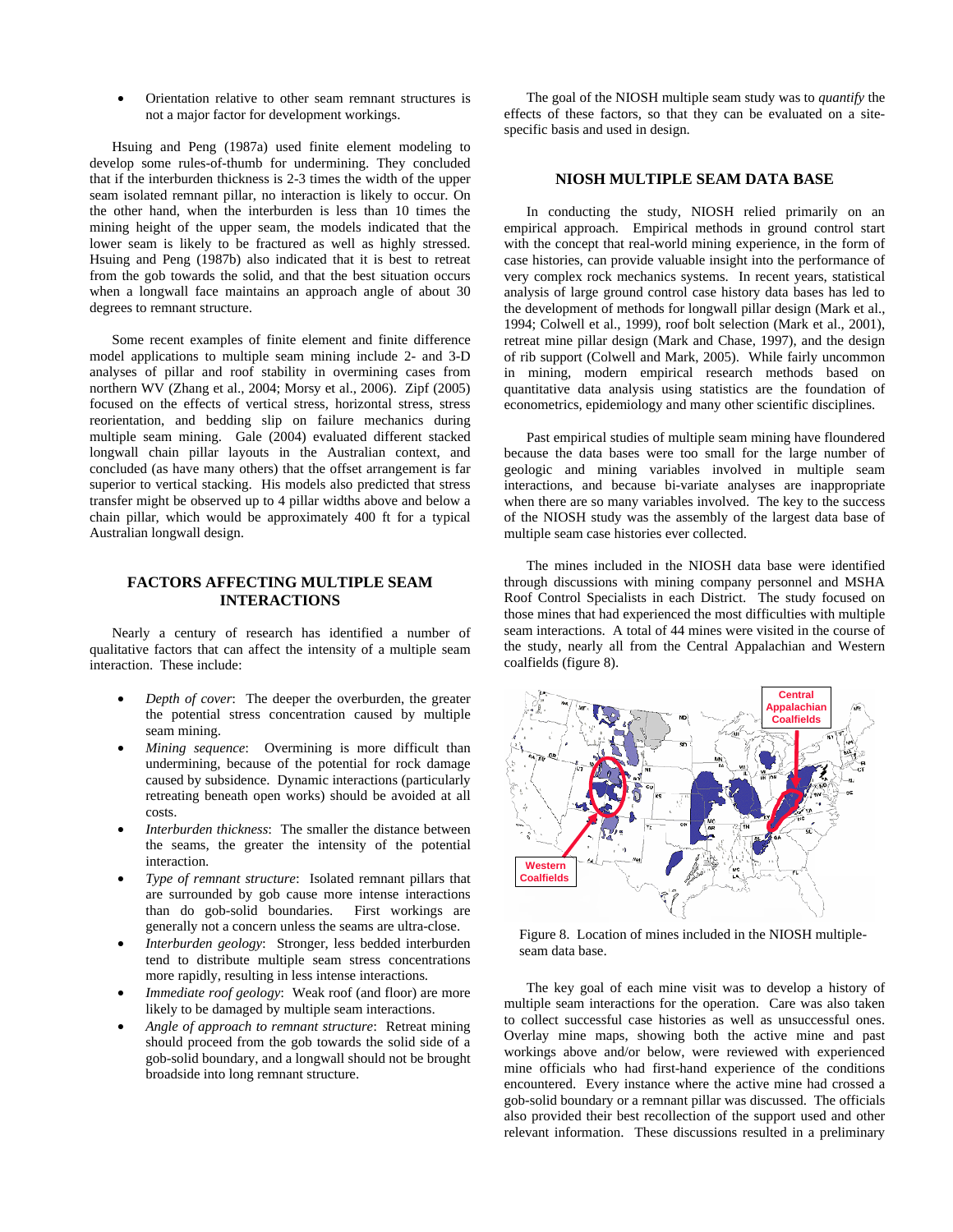- Orientation relative to other seam remnant structures is not a major factor for development workings.

Hsuing and Peng (1987a) used finite element modeling to develop some rules-of-thumb for undermining. They concluded that if the interburden thickness is 2-3 times the width of the upper seam isolated remnant pillar, no interaction is likely to occur. On the other hand, when the interburden is less than 10 times the mining height of the upper seam, the models indicated that the lower seam is likely to be fractured as well as highly stressed. Hsuing and Peng (1987b) also indicated that it is best to retreat from the gob towards the solid, and that the best situation occurs when a longwall face maintains an approach angle of about 30 degrees to remnant structure.

Some recent examples of finite element and finite difference model applications to multiple seam mining include 2- and 3-D analyses of pillar and roof stability in overmining cases from northern WV (Zhang et al., 2004; Morsy et al., 2006). Zipf (2005) focused on the effects of vertical stress, horizontal stress, stress reorientation, and bedding slip on failure mechanics during multiple seam mining. Gale (2004) evaluated different stacked longwall chain pillar layouts in the Australian context, and concluded (as have many others) that the offset arrangement is far superior to vertical stacking. His models also predicted that stress transfer might be observed up to 4 pillar widths above and below a chain pillar, which would be approximately 400 ft for a typical Australian longwall design.

## FACTORS AFFECTING MULTIPLE SEAM INTERACTIONS

Nearly a century of research has identified a number of qualitative factors that can affect the intensity of a multiple seam interaction. These include:

- *Depth of cover*: The deeper the overburden, the greater the potential stress concentration caused by multiple seam mining.
- *Mining sequence*: Overmining is more difficult than undermining, because of the potential for rock damage caused by subsidence. Dynamic interactions (particularly retreating beneath open works) should be avoided at all costs.
- *Interburden thickness*: The smaller the distance between the seams, the greater the intensity of the potential interaction.
- *Type of remnant structure*: Isolated remnant pillars that are surrounded by gob cause more intense interactions than do gob-solid boundaries. First workings are generally not a concern unless the seams are ultra-close.
- *Interburden geology*: Stronger, less bedded interburden tend to distribute multiple seam stress concentrations more rapidly, resulting in less intense interactions.
- *Immediate roof geology*: Weak roof (and floor) are more likely to be damaged by multiple seam interactions.
- *Angle of approach to remnant structure*: Retreat mining should proceed from the gob towards the solid side of a gob-solid boundary, and a longwall should not be brought broadside into long remnant structure.

The goal of the NIOSH multiple seam study was to *quantify* the effects of these factors, so that they can be evaluated on a site-specific basis and used in design.

## NIOSH MULTIPLE SEAM DATA BASE

In conducting the study, NIOSH relied primarily on an empirical approach. Empirical methods in ground control start with the concept that real-world mining experience, in the form of case histories, can provide valuable insight into the performance of very complex rock mechanics systems. In recent years, statistical analysis of large ground control case history data bases has led to the development of methods for longwall pillar design (Mark et al., 1994; Colwell et al., 1999), roof bolt selection (Mark et al., 2001), retreat mine pillar design (Mark and Chase, 1997), and the design of rib support (Colwell and Mark, 2005). While fairly uncommon in mining, modern empirical research methods based on quantitative data analysis using statistics are the foundation of econometrics, epidemiology and many other scientific disciplines.

Past empirical studies of multiple seam mining have floundered because the data bases were too small for the large number of geologic and mining variables involved in multiple seam interactions, and because bi-variate analyses are inappropriate when there are so many variables involved. The key to the success of the NIOSH study was the assembly of the largest data base of multiple seam case histories ever collected.

The mines included in the NIOSH data base were identified through discussions with mining company personnel and MSHA Roof Control Specialists in each District. The study focused on those mines that had experienced the most difficulties with multiple seam interactions. A total of 44 mines were visited in the course of the study, nearly all from the Central Appalachian and Western coalfields (figure 8).

Figure 8. Location of mines included in the NIOSH multiple-seam data base.

The key goal of each mine visit was to develop a history of multiple seam interactions for the operation. Care was also taken to collect successful case histories as well as unsuccessful ones. Overlay mine maps, showing both the active mine and past workings above and/or below, were reviewed with experienced mine officials who had first-hand experience of the conditions encountered. Every instance where the active mine had crossed a gob-solid boundary or a remnant pillar was discussed. The officials also provided their best recollection of the support used and other relevant information. These discussions resulted in a preliminary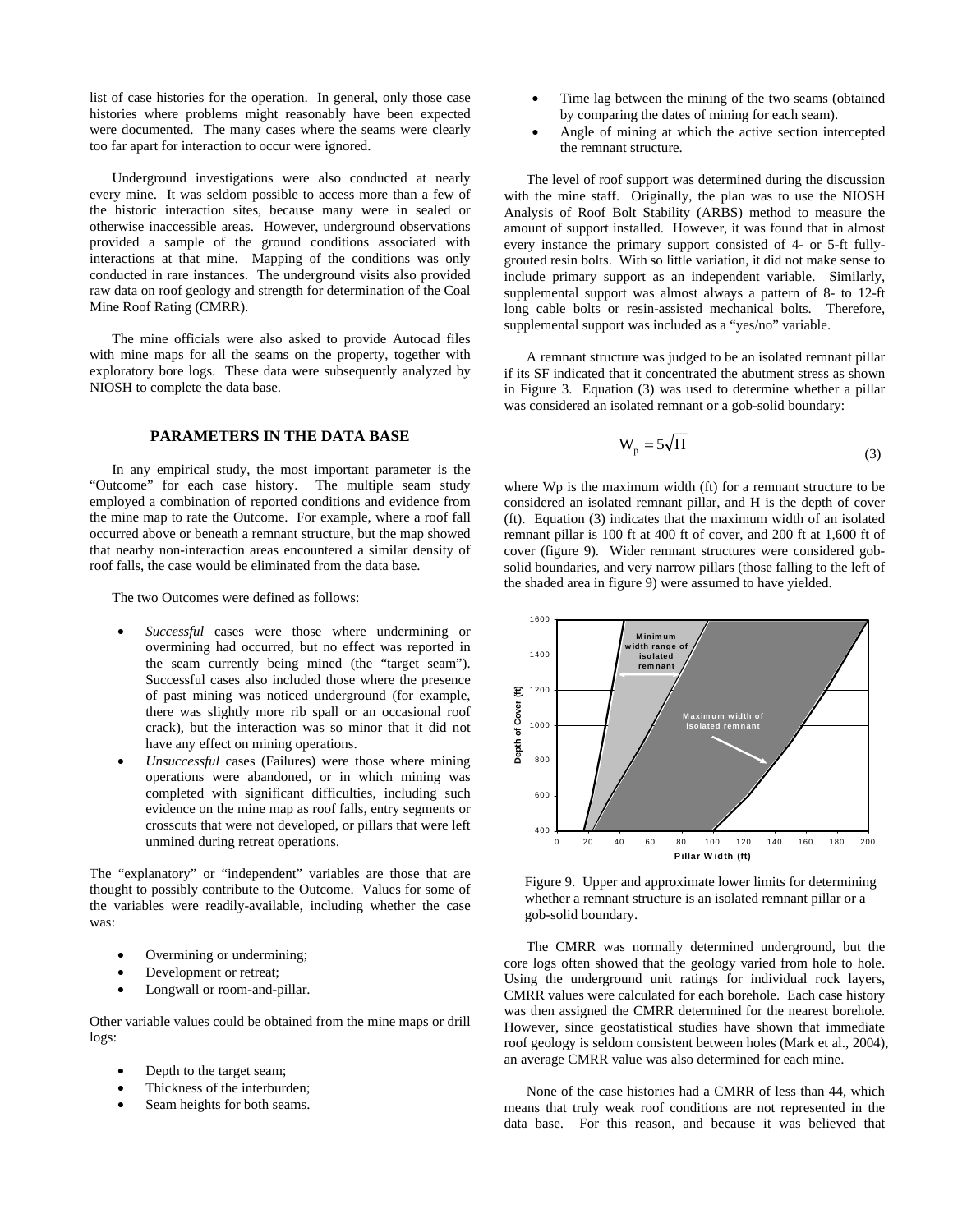list of case histories for the operation. In general, only those case histories where problems might reasonably have been expected were documented. The many cases where the seams were clearly too far apart for interaction to occur were ignored.

Underground investigations were also conducted at nearly every mine. It was seldom possible to access more than a few of the historic interaction sites, because many were in sealed or otherwise inaccessible areas. However, underground observations provided a sample of the ground conditions associated with interactions at that mine. Mapping of the conditions was only conducted in rare instances. The underground visits also provided raw data on roof geology and strength for determination of the Coal Mine Roof Rating (CMRR).

The mine officials were also asked to provide Autocad files with mine maps for all the seams on the property, together with exploratory bore logs. These data were subsequently analyzed by NIOSH to complete the data base.

## PARAMETERS IN THE DATA BASE

In any empirical study, the most important parameter is the "Outcome" for each case history. The multiple seam study employed a combination of reported conditions and evidence from the mine map to rate the Outcome. For example, where a roof fall occurred above or beneath a remnant structure, but the map showed that nearby non-interaction areas encountered a similar density of roof falls, the case would be eliminated from the data base.

The two Outcomes were defined as follows:

- *Successful* cases were those where undermining or overmining had occurred, but no effect was reported in the seam currently being mined (the "target seam"). Successful cases also included those where the presence of past mining was noticed underground (for example, there was slightly more rib spall or an occasional roof crack), but the interaction was so minor that it did not have any effect on mining operations.
- *Unsuccessful* cases (Failures) were those where mining operations were abandoned, or in which mining was completed with significant difficulties, including such evidence on the mine map as roof falls, entry segments or crosscuts that were not developed, or pillars that were left unmined during retreat operations.

The "explanatory" or "independent" variables are those that are thought to possibly contribute to the Outcome. Values for some of the variables were readily-available, including whether the case was:

- Overmining or undermining;
- Development or retreat;
- Longwall or room-and-pillar.

Other variable values could be obtained from the mine maps or drill logs:

- Depth to the target seam;
- Thickness of the interburden;
- Seam heights for both seams.
- Time lag between the mining of the two seams (obtained by comparing the dates of mining for each seam).
- Angle of mining at which the active section intercepted the remnant structure.

The level of roof support was determined during the discussion with the mine staff. Originally, the plan was to use the NIOSH Analysis of Roof Bolt Stability (ARBS) method to measure the amount of support installed. However, it was found that in almost every instance the primary support consisted of 4- or 5-ft fully-grouted resin bolts. With so little variation, it did not make sense to include primary support as an independent variable. Similarly, supplemental support was almost always a pattern of 8- to 12-ft long cable bolts or resin-assisted mechanical bolts. Therefore, supplemental support was included as a "yes/no" variable.

A remnant structure was judged to be an isolated remnant pillar if its SF indicated that it concentrated the abutment stress as shown in Figure 3. Equation (3) was used to determine whether a pillar was considered an isolated remnant or a gob-solid boundary:

$$W_p = 5\sqrt{H} \tag{3}$$

where Wp is the maximum width (ft) for a remnant structure to be considered an isolated remnant pillar, and H is the depth of cover (ft). Equation (3) indicates that the maximum width of an isolated remnant pillar is 100 ft at 400 ft of cover, and 200 ft at 1,600 ft of cover (figure 9). Wider remnant structures were considered gob-solid boundaries, and very narrow pillars (those falling to the left of the shaded area in figure 9) were assumed to have yielded.

Figure 9. Upper and approximate lower limits for determining whether a remnant structure is an isolated remnant pillar or a gob-solid boundary.

The CMRR was normally determined underground, but the core logs often showed that the geology varied from hole to hole. Using the underground unit ratings for individual rock layers, CMRR values were calculated for each borehole. Each case history was then assigned the CMRR determined for the nearest borehole. However, since geostatistical studies have shown that immediate roof geology is seldom consistent between holes (Mark et al., 2004), an average CMRR value was also determined for each mine.

None of the case histories had a CMRR of less than 44, which means that truly weak roof conditions are not represented in the data base. For this reason, and because it was believed that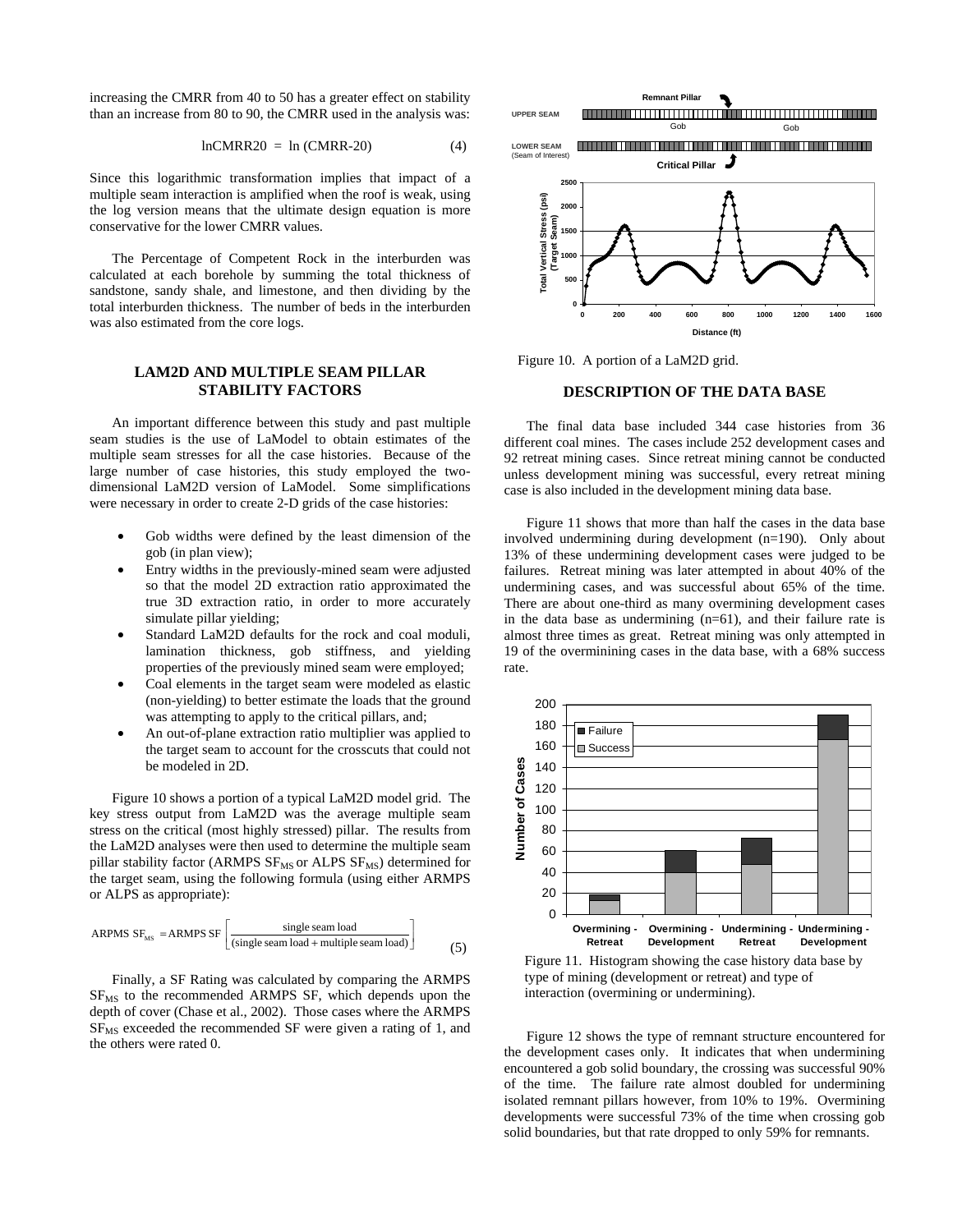increasing the CMRR from 40 to 50 has a greater effect on stability than an increase from 80 to 90, the CMRR used in the analysis was:

$$\text{lnCMRR20} = \ln(\text{CMRR-20}) \tag{4}$$

Since this logarithmic transformation implies that impact of a multiple seam interaction is amplified when the roof is weak, using the log version means that the ultimate design equation is more conservative for the lower CMRR values.

The Percentage of Competent Rock in the interburden was calculated at each borehole by summing the total thickness of sandstone, sandy shale, and limestone, and then dividing by the total interburden thickness. The number of beds in the interburden was also estimated from the core logs.

## LAM2D AND MULTIPLE SEAM PILLAR STABILITY FACTORS

An important difference between this study and past multiple seam studies is the use of LaModel to obtain estimates of the multiple seam stresses for all the case histories. Because of the large number of case histories, this study employed the two-dimensional LaM2D version of LaModel. Some simplifications were necessary in order to create 2-D grids of the case histories:

- Gob widths were defined by the least dimension of the gob (in plan view);
- Entry widths in the previously-mined seam were adjusted so that the model 2D extraction ratio approximated the true 3D extraction ratio, in order to more accurately simulate pillar yielding;
- Standard LaM2D defaults for the rock and coal moduli, lamination thickness, gob stiffness, and yielding properties of the previously mined seam were employed;
- Coal elements in the target seam were modeled as elastic (non-yielding) to better estimate the loads that the ground was attempting to apply to the critical pillars, and;
- An out-of-plane extraction ratio multiplier was applied to the target seam to account for the crosscuts that could not be modeled in 2D.

Figure 10 shows a portion of a typical LaM2D model grid. The key stress output from LaM2D was the average multiple seam stress on the critical (most highly stressed) pillar. The results from the LaM2D analyses were then used to determine the multiple seam pillar stability factor (ARMPS $SF_{MS}$ or ALPS $SF_{MS}$) determined for the target seam, using the following formula (using either ARMPS or ALPS as appropriate):

$$\text{ARPMS } SF_{MS} = \text{ARMPS SF}\left[\frac{\text{single seam load}}{(\text{single seam load} + \text{multiple seam load})}\right] \tag{5}$$

Finally, a SF Rating was calculated by comparing the ARMPS $SF_{MS}$ to the recommended ARMPS SF, which depends upon the depth of cover (Chase et al., 2002). Those cases where the ARMPS $SF_{MS}$ exceeded the recommended SF were given a rating of 1, and the others were rated 0.

Figure 10. A portion of a LaM2D grid.

## DESCRIPTION OF THE DATA BASE

The final data base included 344 case histories from 36 different coal mines. The cases include 252 development cases and 92 retreat mining cases. Since retreat mining cannot be conducted unless development mining was successful, every retreat mining case is also included in the development mining data base.

Figure 11 shows that more than half the cases in the data base involved undermining during development (n=190). Only about 13% of these undermining development cases were judged to be failures. Retreat mining was later attempted in about 40% of the undermining cases, and was successful about 65% of the time. There are about one-third as many overmining development cases in the data base as undermining (n=61), and their failure rate is almost three times as great. Retreat mining was only attempted in 19 of the overminining cases in the data base, with a 68% success rate.

Figure 11. Histogram showing the case history data base by type of mining (development or retreat) and type of interaction (overmining or undermining).

Figure 12 shows the type of remnant structure encountered for the development cases only. It indicates that when undermining encountered a gob solid boundary, the crossing was successful 90% of the time. The failure rate almost doubled for undermining isolated remnant pillars however, from 10% to 19%. Overmining developments were successful 73% of the time when crossing gob solid boundaries, but that rate dropped to only 59% for remnants.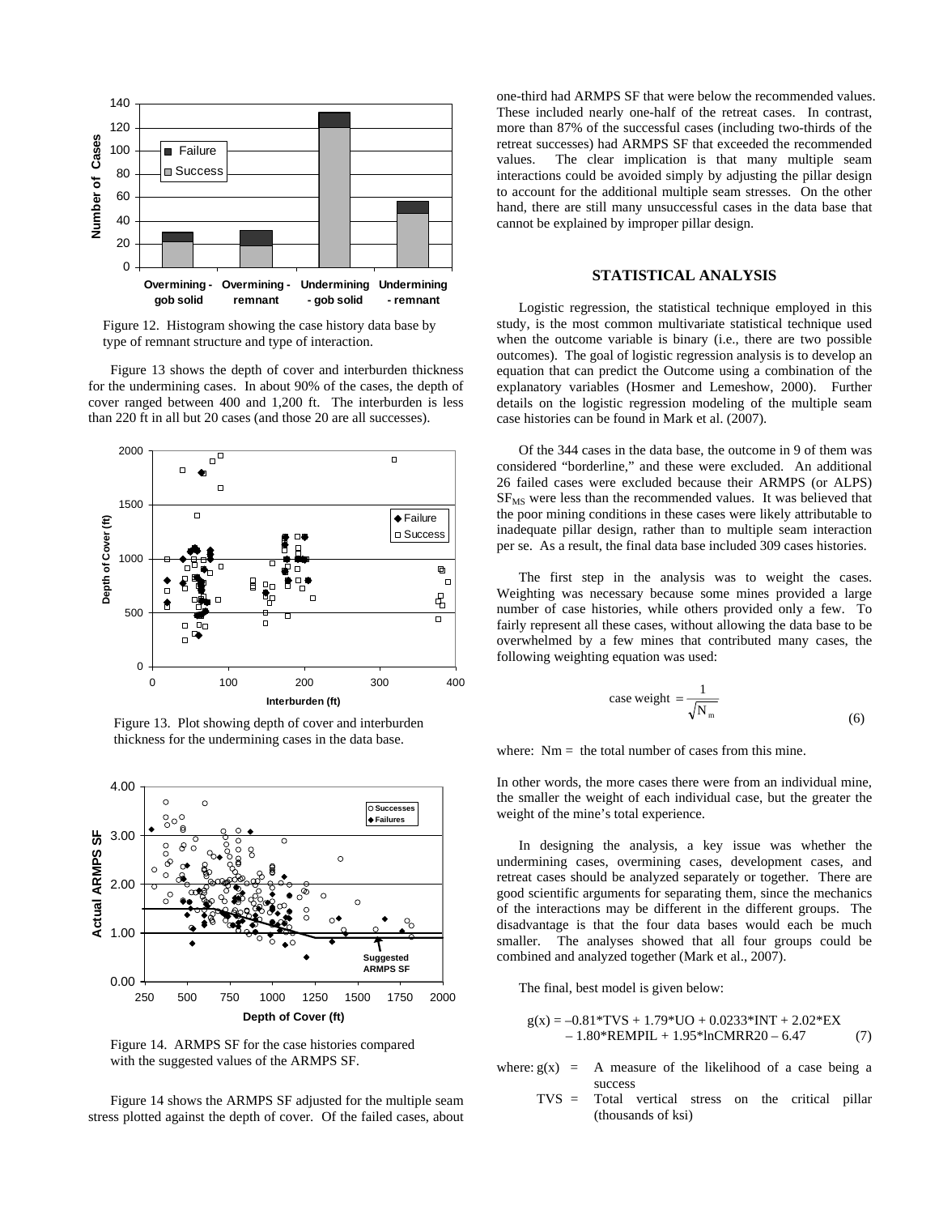Figure 12. Histogram showing the case history data base by type of remnant structure and type of interaction.

Figure 13 shows the depth of cover and interburden thickness for the undermining cases. In about 90% of the cases, the depth of cover ranged between 400 and 1,200 ft. The interburden is less than 220 ft in all but 20 cases (and those 20 are all successes).

Figure 13. Plot showing depth of cover and interburden thickness for the undermining cases in the data base.

Figure 14. ARMPS SF for the case histories compared with the suggested values of the ARMPS SF.

Figure 14 shows the ARMPS SF adjusted for the multiple seam stress plotted against the depth of cover. Of the failed cases, about one-third had ARMPS SF that were below the recommended values. These included nearly one-half of the retreat cases. In contrast, more than 87% of the successful cases (including two-thirds of the retreat successes) had ARMPS SF that exceeded the recommended values. The clear implication is that many multiple seam interactions could be avoided simply by adjusting the pillar design to account for the additional multiple seam stresses. On the other hand, there are still many unsuccessful cases in the data base that cannot be explained by improper pillar design.

## STATISTICAL ANALYSIS

Logistic regression, the statistical technique employed in this study, is the most common multivariate statistical technique used when the outcome variable is binary (i.e., there are two possible outcomes). The goal of logistic regression analysis is to develop an equation that can predict the Outcome using a combination of the explanatory variables (Hosmer and Lemeshow, 2000). Further details on the logistic regression modeling of the multiple seam case histories can be found in Mark et al. (2007).

Of the 344 cases in the data base, the outcome in 9 of them was considered "borderline," and these were excluded. An additional 26 failed cases were excluded because their ARMPS (or ALPS) $SF_{MS}$ were less than the recommended values. It was believed that the poor mining conditions in these cases were likely attributable to inadequate pillar design, rather than to multiple seam interaction per se. As a result, the final data base included 309 cases histories.

The first step in the analysis was to weight the cases. Weighting was necessary because some mines provided a large number of case histories, while others provided only a few. To fairly represent all these cases, without allowing the data base to be overwhelmed by a few mines that contributed many cases, the following weighting equation was used:

$$\text{case weight} = \frac{1}{\sqrt{N_m}} \tag{6}$$

where: Nm = the total number of cases from this mine.

In other words, the more cases there were from an individual mine, the smaller the weight of each individual case, but the greater the weight of the mine's total experience.

In designing the analysis, a key issue was whether the undermining cases, overmining cases, development cases, and retreat cases should be analyzed separately or together. There are good scientific arguments for separating them, since the mechanics of the interactions may be different in the different groups. The disadvantage is that the four data bases would each be much smaller. The analyses showed that all four groups could be combined and analyzed together (Mark et al., 2007).

The final, best model is given below:

$$g(x) = -0.81{*}TVS + 1.79{*}UO + 0.0233{*}INT + 2.02{*}EX - 1.80{*}REMPIL + 1.95{*}\ln CMRR20 - 6.47 \tag{7}$$

where: g(x) = A measure of the likelihood of a case being a success

TVS = Total vertical stress on the critical pillar (thousands of ksi)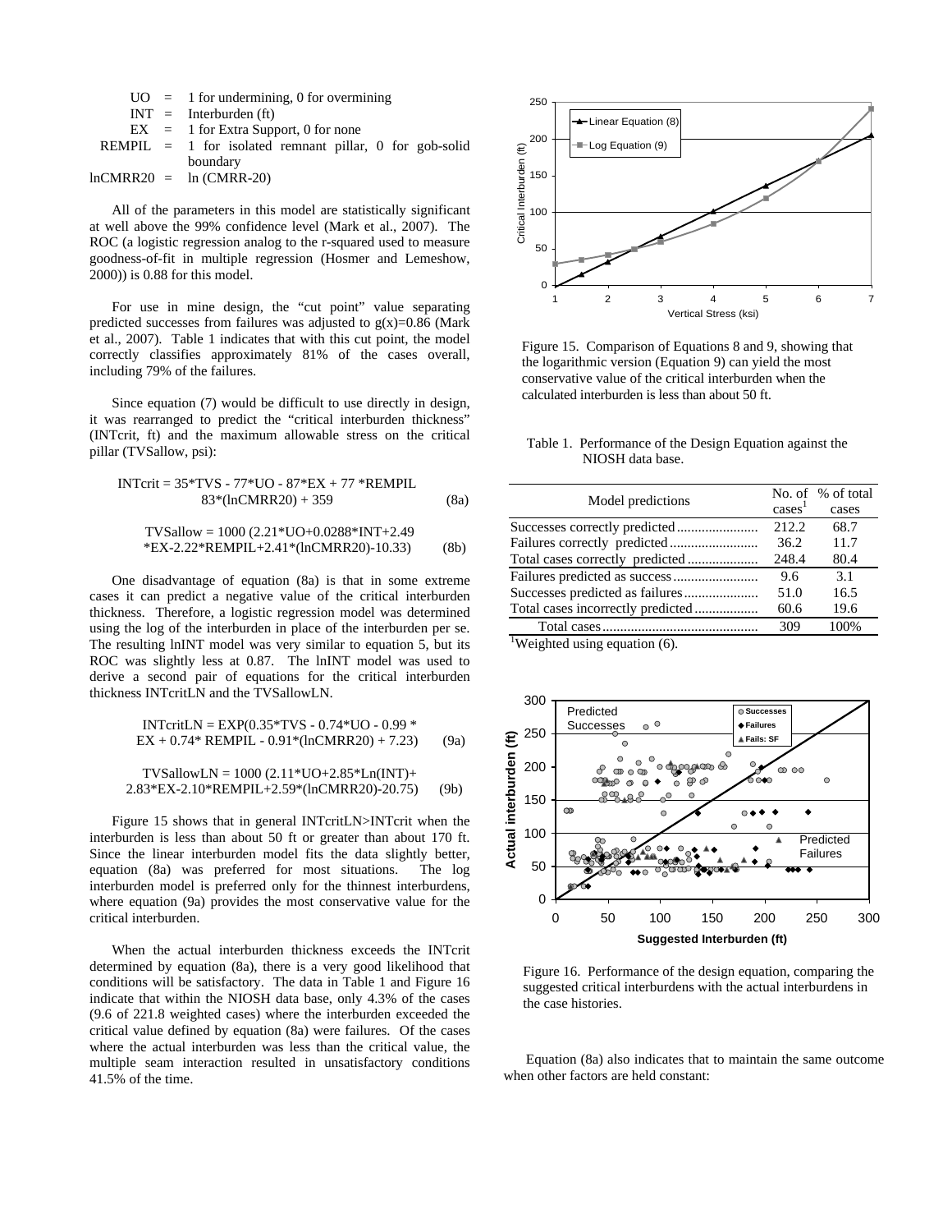| | | |
|---|---|---|
| UO | = | 1 for undermining, 0 for overmining |
| INT | = | Interburden (ft) |
| EX | = | 1 for Extra Support, 0 for none |
| REMPIL | = | 1 for isolated remnant pillar, 0 for gob-solid boundary |
| lnCMRR20 | = | ln (CMRR-20) |

All of the parameters in this model are statistically significant at well above the 99% confidence level (Mark et al., 2007). The ROC (a logistic regression analog to the r-squared used to measure goodness-of-fit in multiple regression (Hosmer and Lemeshow, 2000)) is 0.88 for this model.

For use in mine design, the "cut point" value separating predicted successes from failures was adjusted to $g(x)=0.86$ (Mark et al., 2007). Table 1 indicates that with this cut point, the model correctly classifies approximately 81% of the cases overall, including 79% of the failures.

Since equation (7) would be difficult to use directly in design, it was rearranged to predict the "critical interburden thickness" (INTcrit, ft) and the maximum allowable stress on the critical pillar (TVSallow, psi):

$$INTcrit = 35*TVS - 77*UO - 87*EX + 77*REMPIL - 83*(lnCMRR20) + 359 \quad (8a)$$

$$TVSallow = 1000\,(2.21*UO+0.0288*INT+2.49*EX-2.22*REMPIL+2.41*(lnCMRR20)-10.33) \quad (8b)$$

One disadvantage of equation (8a) is that in some extreme cases it can predict a negative value of the critical interburden thickness. Therefore, a logistic regression model was determined using the log of the interburden in place of the interburden per se. The resulting lnINT model was very similar to equation 5, but its ROC was slightly less at 0.87. The lnINT model was used to derive a second pair of equations for the critical interburden thickness INTcritLN and the TVSallowLN.

$$INTcritLN = EXP(0.35*TVS - 0.74*UO - 0.99*EX + 0.74*REMPIL - 0.91*(lnCMRR20) + 7.23) \quad (9a)$$

$$TVSallowLN = 1000\,(2.11*UO+2.85*Ln(INT)+2.83*EX-2.10*REMPIL+2.59*(lnCMRR20)-20.75) \quad (9b)$$

Figure 15 shows that in general INTcritLN>INTcrit when the interburden is less than about 50 ft or greater than about 170 ft. Since the linear interburden model fits the data slightly better, equation (8a) was preferred for most situations. The log interburden model is preferred only for the thinnest interburdens, where equation (9a) provides the most conservative value for the critical interburden.

When the actual interburden thickness exceeds the INTcrit determined by equation (8a), there is a very good likelihood that conditions will be satisfactory. The data in Table 1 and Figure 16 indicate that within the NIOSH data base, only 4.3% of the cases (9.6 of 221.8 weighted cases) where the interburden exceeded the critical value defined by equation (8a) were failures. Of the cases where the actual interburden was less than the critical value, the multiple seam interaction resulted in unsatisfactory conditions 41.5% of the time.

Figure 15. Comparison of Equations 8 and 9, showing that the logarithmic version (Equation 9) can yield the most conservative value of the critical interburden when the calculated interburden is less than about 50 ft.

Table 1. Performance of the Design Equation against the NIOSH data base.

| Model predictions | No. of cases[1] | % of total cases |
|---|---|---|
| Successes correctly predicted | 212.2 | 68.7 |
| Failures correctly predicted | 36.2 | 11.7 |
| Total cases correctly predicted | 248.4 | 80.4 |
| Failures predicted as success | 9.6 | 3.1 |
| Successes predicted as failures | 51.0 | 16.5 |
| Total cases incorrectly predicted | 60.6 | 19.6 |
| Total cases | 309 | 100% |

[1]Weighted using equation (6).

Figure 16. Performance of the design equation, comparing the suggested critical interburdens with the actual interburdens in the case histories.

Equation (8a) also indicates that to maintain the same outcome when other factors are held constant: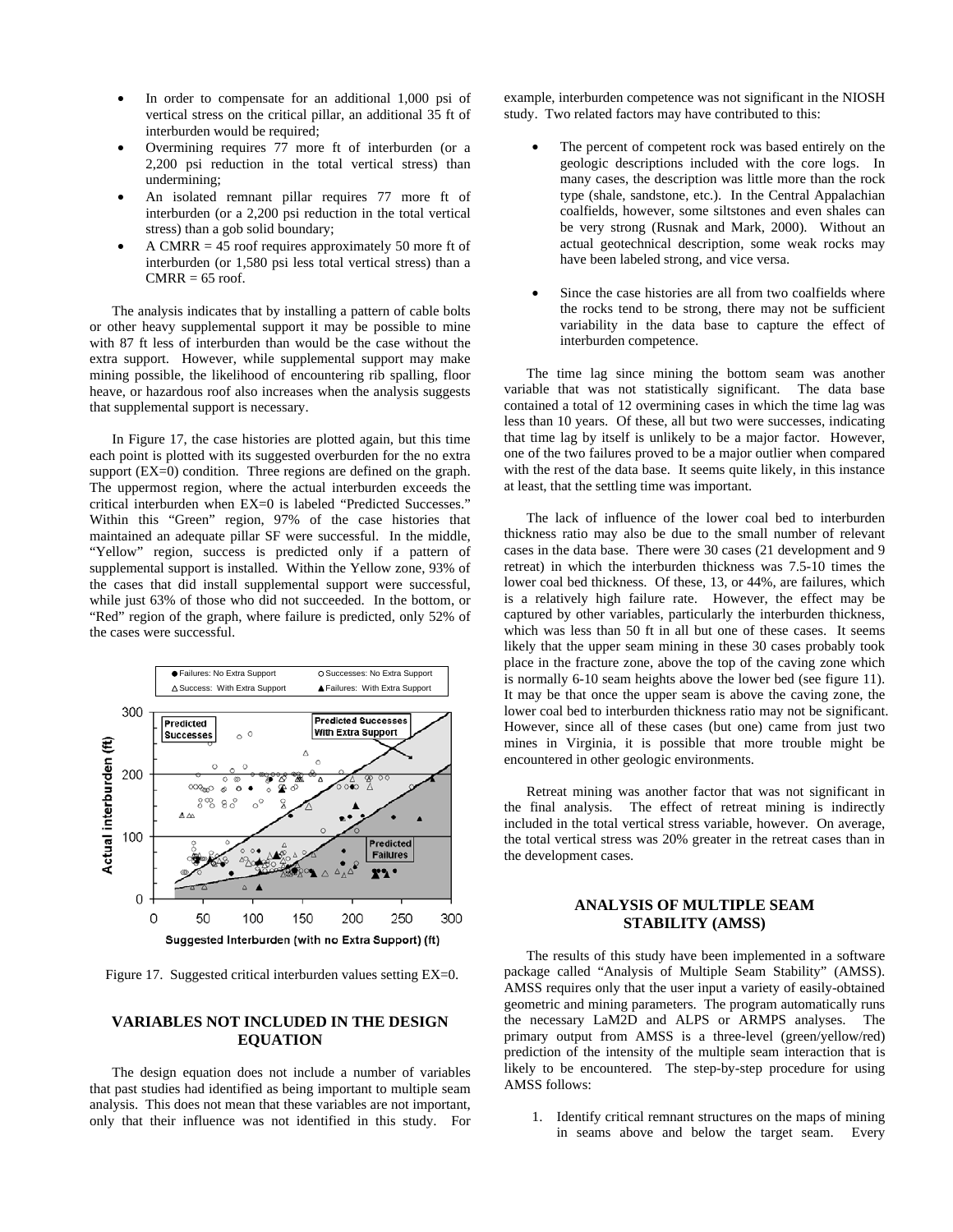- In order to compensate for an additional 1,000 psi of vertical stress on the critical pillar, an additional 35 ft of interburden would be required;
- Overmining requires 77 more ft of interburden (or a 2,200 psi reduction in the total vertical stress) than undermining;
- An isolated remnant pillar requires 77 more ft of interburden (or a 2,200 psi reduction in the total vertical stress) than a gob solid boundary;
- A CMRR = 45 roof requires approximately 50 more ft of interburden (or 1,580 psi less total vertical stress) than a CMRR = 65 roof.

The analysis indicates that by installing a pattern of cable bolts or other heavy supplemental support it may be possible to mine with 87 ft less of interburden than would be the case without the extra support. However, while supplemental support may make mining possible, the likelihood of encountering rib spalling, floor heave, or hazardous roof also increases when the analysis suggests that supplemental support is necessary.

In Figure 17, the case histories are plotted again, but this time each point is plotted with its suggested overburden for the no extra support (EX=0) condition. Three regions are defined on the graph. The uppermost region, where the actual interburden exceeds the critical interburden when EX=0 is labeled "Predicted Successes." Within this "Green" region, 97% of the case histories that maintained an adequate pillar SF were successful. In the middle, "Yellow" region, success is predicted only if a pattern of supplemental support is installed. Within the Yellow zone, 93% of the cases that did install supplemental support were successful, while just 63% of those who did not succeeded. In the bottom, or "Red" region of the graph, where failure is predicted, only 52% of the cases were successful.

Figure 17. Suggested critical interburden values setting EX=0.

## VARIABLES NOT INCLUDED IN THE DESIGN EQUATION

The design equation does not include a number of variables that past studies had identified as being important to multiple seam analysis. This does not mean that these variables are not important, only that their influence was not identified in this study. For example, interburden competence was not significant in the NIOSH study. Two related factors may have contributed to this:

- The percent of competent rock was based entirely on the geologic descriptions included with the core logs. In many cases, the description was little more than the rock type (shale, sandstone, etc.). In the Central Appalachian coalfields, however, some siltstones and even shales can be very strong (Rusnak and Mark, 2000). Without an actual geotechnical description, some weak rocks may have been labeled strong, and vice versa.

- Since the case histories are all from two coalfields where the rocks tend to be strong, there may not be sufficient variability in the data base to capture the effect of interburden competence.

The time lag since mining the bottom seam was another variable that was not statistically significant. The data base contained a total of 12 overmining cases in which the time lag was less than 10 years. Of these, all but two were successes, indicating that time lag by itself is unlikely to be a major factor. However, one of the two failures proved to be a major outlier when compared with the rest of the data base. It seems quite likely, in this instance at least, that the settling time was important.

The lack of influence of the lower coal bed to interburden thickness ratio may also be due to the small number of relevant cases in the data base. There were 30 cases (21 development and 9 retreat) in which the interburden thickness was 7.5-10 times the lower coal bed thickness. Of these, 13, or 44%, are failures, which is a relatively high failure rate. However, the effect may be captured by other variables, particularly the interburden thickness, which was less than 50 ft in all but one of these cases. It seems likely that the upper seam mining in these 30 cases probably took place in the fracture zone, above the top of the caving zone which is normally 6-10 seam heights above the lower bed (see figure 11). It may be that once the upper seam is above the caving zone, the lower coal bed to interburden thickness ratio may not be significant. However, since all of these cases (but one) came from just two mines in Virginia, it is possible that more trouble might be encountered in other geologic environments.

Retreat mining was another factor that was not significant in the final analysis. The effect of retreat mining is indirectly included in the total vertical stress variable, however. On average, the total vertical stress was 20% greater in the retreat cases than in the development cases.

## ANALYSIS OF MULTIPLE SEAM STABILITY (AMSS)

The results of this study have been implemented in a software package called "Analysis of Multiple Seam Stability" (AMSS). AMSS requires only that the user input a variety of easily-obtained geometric and mining parameters. The program automatically runs the necessary LaM2D and ALPS or ARMPS analyses. The primary output from AMSS is a three-level (green/yellow/red) prediction of the intensity of the multiple seam interaction that is likely to be encountered. The step-by-step procedure for using AMSS follows:

1. Identify critical remnant structures on the maps of mining in seams above and below the target seam. Every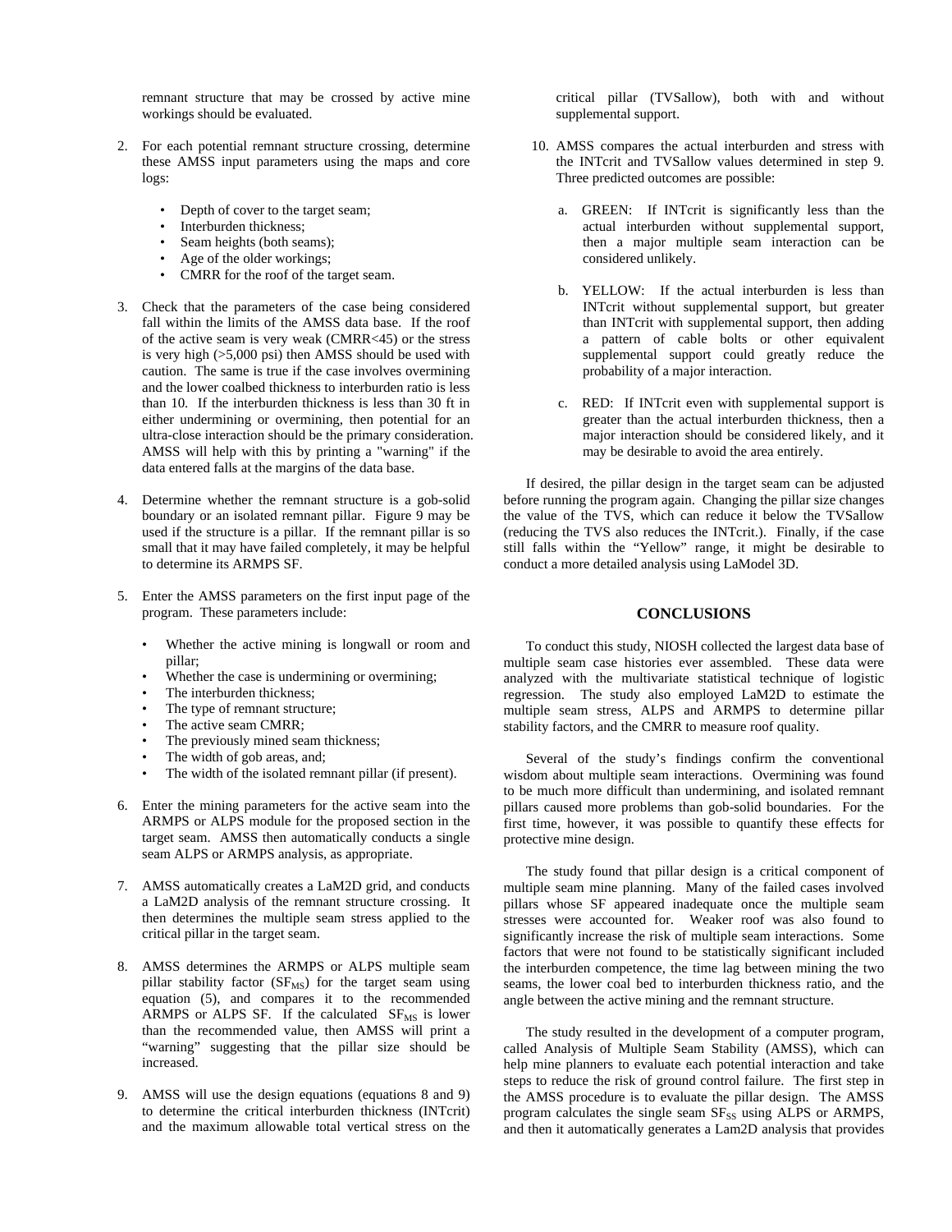remnant structure that may be crossed by active mine workings should be evaluated.

2. For each potential remnant structure crossing, determine these AMSS input parameters using the maps and core logs:

    - Depth of cover to the target seam;
    - Interburden thickness;
    - Seam heights (both seams);
    - Age of the older workings;
    - CMRR for the roof of the target seam.

3. Check that the parameters of the case being considered fall within the limits of the AMSS data base. If the roof of the active seam is very weak (CMRR<45) or the stress is very high (>5,000 psi) then AMSS should be used with caution. The same is true if the case involves overmining and the lower coalbed thickness to interburden ratio is less than 10. If the interburden thickness is less than 30 ft in either undermining or overmining, then potential for an ultra-close interaction should be the primary consideration. AMSS will help with this by printing a "warning" if the data entered falls at the margins of the data base.

4. Determine whether the remnant structure is a gob-solid boundary or an isolated remnant pillar. Figure 9 may be used if the structure is a pillar. If the remnant pillar is so small that it may have failed completely, it may be helpful to determine its ARMPS SF.

5. Enter the AMSS parameters on the first input page of the program. These parameters include:

    - Whether the active mining is longwall or room and pillar;
    - Whether the case is undermining or overmining;
    - The interburden thickness;
    - The type of remnant structure;
    - The active seam CMRR;
    - The previously mined seam thickness;
    - The width of gob areas, and;
    - The width of the isolated remnant pillar (if present).

6. Enter the mining parameters for the active seam into the ARMPS or ALPS module for the proposed section in the target seam. AMSS then automatically conducts a single seam ALPS or ARMPS analysis, as appropriate.

7. AMSS automatically creates a LaM2D grid, and conducts a LaM2D analysis of the remnant structure crossing. It then determines the multiple seam stress applied to the critical pillar in the target seam.

8. AMSS determines the ARMPS or ALPS multiple seam pillar stability factor ($SF_{MS}$) for the target seam using equation (5), and compares it to the recommended ARMPS or ALPS SF. If the calculated $SF_{MS}$ is lower than the recommended value, then AMSS will print a "warning" suggesting that the pillar size should be increased.

9. AMSS will use the design equations (equations 8 and 9) to determine the critical interburden thickness (INTcrit) and the maximum allowable total vertical stress on the critical pillar (TVSallow), both with and without supplemental support.

10. AMSS compares the actual interburden and stress with the INTcrit and TVSallow values determined in step 9. Three predicted outcomes are possible:

    a. GREEN: If INTcrit is significantly less than the actual interburden without supplemental support, then a major multiple seam interaction can be considered unlikely.

    b. YELLOW: If the actual interburden is less than INTcrit without supplemental support, but greater than INTcrit with supplemental support, then adding a pattern of cable bolts or other equivalent supplemental support could greatly reduce the probability of a major interaction.

    c. RED: If INTcrit even with supplemental support is greater than the actual interburden thickness, then a major interaction should be considered likely, and it may be desirable to avoid the area entirely.

If desired, the pillar design in the target seam can be adjusted before running the program again. Changing the pillar size changes the value of the TVS, which can reduce it below the TVSallow (reducing the TVS also reduces the INTcrit.). Finally, if the case still falls within the "Yellow" range, it might be desirable to conduct a more detailed analysis using LaModel 3D.

## CONCLUSIONS

To conduct this study, NIOSH collected the largest data base of multiple seam case histories ever assembled. These data were analyzed with the multivariate statistical technique of logistic regression. The study also employed LaM2D to estimate the multiple seam stress, ALPS and ARMPS to determine pillar stability factors, and the CMRR to measure roof quality.

Several of the study's findings confirm the conventional wisdom about multiple seam interactions. Overmining was found to be much more difficult than undermining, and isolated remnant pillars caused more problems than gob-solid boundaries. For the first time, however, it was possible to quantify these effects for protective mine design.

The study found that pillar design is a critical component of multiple seam mine planning. Many of the failed cases involved pillars whose SF appeared inadequate once the multiple seam stresses were accounted for. Weaker roof was also found to significantly increase the risk of multiple seam interactions. Some factors that were not found to be statistically significant included the interburden competence, the time lag between mining the two seams, the lower coal bed to interburden thickness ratio, and the angle between the active mining and the remnant structure.

The study resulted in the development of a computer program, called Analysis of Multiple Seam Stability (AMSS), which can help mine planners to evaluate each potential interaction and take steps to reduce the risk of ground control failure. The first step in the AMSS procedure is to evaluate the pillar design. The AMSS program calculates the single seam $SF_{SS}$ using ALPS or ARMPS, and then it automatically generates a Lam2D analysis that provides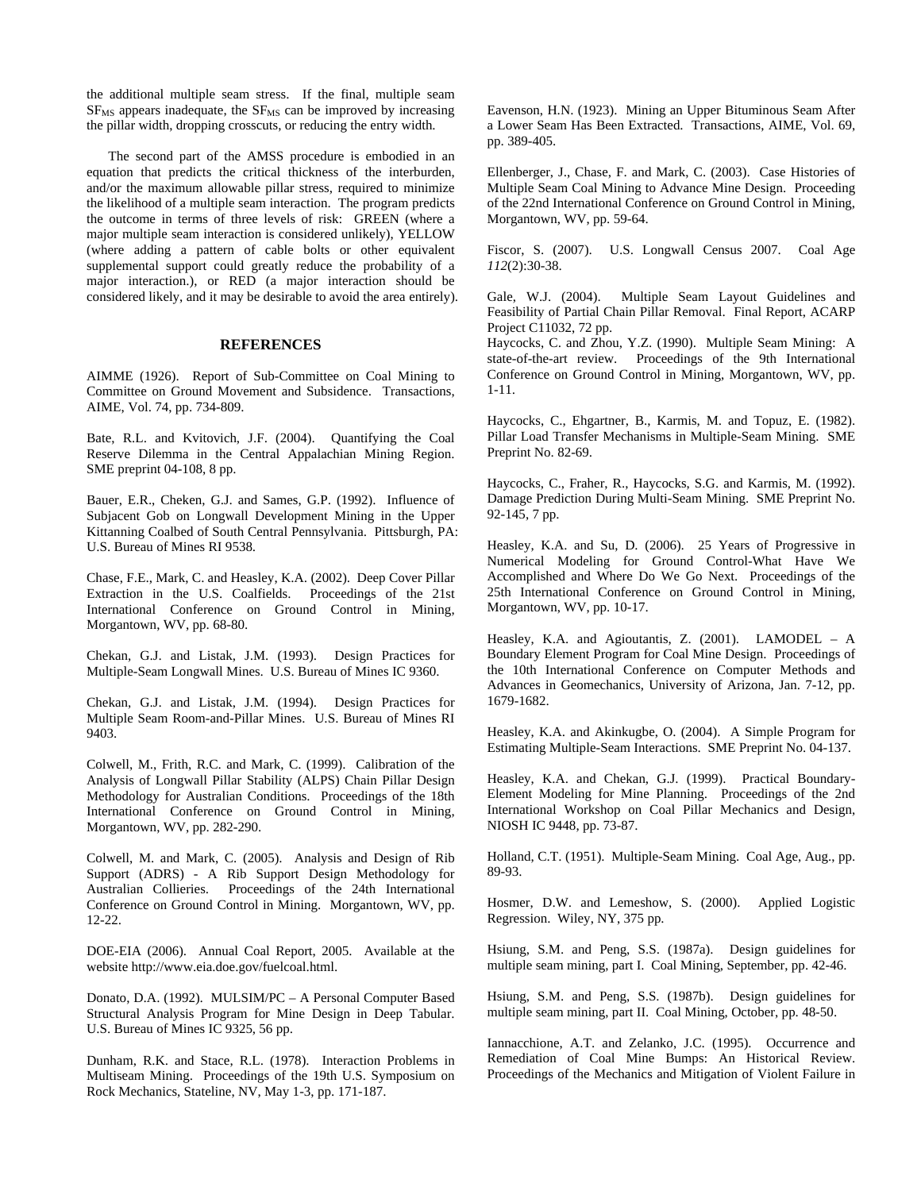the additional multiple seam stress. If the final, multiple seam $SF_{MS}$ appears inadequate, the $SF_{MS}$ can be improved by increasing the pillar width, dropping crosscuts, or reducing the entry width.

The second part of the AMSS procedure is embodied in an equation that predicts the critical thickness of the interburden, and/or the maximum allowable pillar stress, required to minimize the likelihood of a multiple seam interaction. The program predicts the outcome in terms of three levels of risk: GREEN (where a major multiple seam interaction is considered unlikely), YELLOW (where adding a pattern of cable bolts or other equivalent supplemental support could greatly reduce the probability of a major interaction.), or RED (a major interaction should be considered likely, and it may be desirable to avoid the area entirely).

## REFERENCES

AIMME (1926). Report of Sub-Committee on Coal Mining to Committee on Ground Movement and Subsidence. Transactions, AIME, Vol. 74, pp. 734-809.

Bate, R.L. and Kvitovich, J.F. (2004). Quantifying the Coal Reserve Dilemma in the Central Appalachian Mining Region. SME preprint 04-108, 8 pp.

Bauer, E.R., Cheken, G.J. and Sames, G.P. (1992). Influence of Subjacent Gob on Longwall Development Mining in the Upper Kittanning Coalbed of South Central Pennsylvania. Pittsburgh, PA: U.S. Bureau of Mines RI 9538.

Chase, F.E., Mark, C. and Heasley, K.A. (2002). Deep Cover Pillar Extraction in the U.S. Coalfields. Proceedings of the 21st International Conference on Ground Control in Mining, Morgantown, WV, pp. 68-80.

Chekan, G.J. and Listak, J.M. (1993). Design Practices for Multiple-Seam Longwall Mines. U.S. Bureau of Mines IC 9360.

Chekan, G.J. and Listak, J.M. (1994). Design Practices for Multiple Seam Room-and-Pillar Mines. U.S. Bureau of Mines RI 9403.

Colwell, M., Frith, R.C. and Mark, C. (1999). Calibration of the Analysis of Longwall Pillar Stability (ALPS) Chain Pillar Design Methodology for Australian Conditions. Proceedings of the 18th International Conference on Ground Control in Mining, Morgantown, WV, pp. 282-290.

Colwell, M. and Mark, C. (2005). Analysis and Design of Rib Support (ADRS) - A Rib Support Design Methodology for Australian Collieries. Proceedings of the 24th International Conference on Ground Control in Mining. Morgantown, WV, pp. 12-22.

DOE-EIA (2006). Annual Coal Report, 2005. Available at the website http://www.eia.doe.gov/fuelcoal.html.

Donato, D.A. (1992). MULSIM/PC – A Personal Computer Based Structural Analysis Program for Mine Design in Deep Tabular. U.S. Bureau of Mines IC 9325, 56 pp.

Dunham, R.K. and Stace, R.L. (1978). Interaction Problems in Multiseam Mining. Proceedings of the 19th U.S. Symposium on Rock Mechanics, Stateline, NV, May 1-3, pp. 171-187.

Eavenson, H.N. (1923). Mining an Upper Bituminous Seam After a Lower Seam Has Been Extracted. Transactions, AIME, Vol. 69, pp. 389-405.

Ellenberger, J., Chase, F. and Mark, C. (2003). Case Histories of Multiple Seam Coal Mining to Advance Mine Design. Proceeding of the 22nd International Conference on Ground Control in Mining, Morgantown, WV, pp. 59-64.

Fiscor, S. (2007). U.S. Longwall Census 2007. Coal Age *112*(2):30-38.

Gale, W.J. (2004). Multiple Seam Layout Guidelines and Feasibility of Partial Chain Pillar Removal. Final Report, ACARP Project C11032, 72 pp.

Haycocks, C. and Zhou, Y.Z. (1990). Multiple Seam Mining: A state-of-the-art review. Proceedings of the 9th International Conference on Ground Control in Mining, Morgantown, WV, pp. 1-11.

Haycocks, C., Ehgartner, B., Karmis, M. and Topuz, E. (1982). Pillar Load Transfer Mechanisms in Multiple-Seam Mining. SME Preprint No. 82-69.

Haycocks, C., Fraher, R., Haycocks, S.G. and Karmis, M. (1992). Damage Prediction During Multi-Seam Mining. SME Preprint No. 92-145, 7 pp.

Heasley, K.A. and Su, D. (2006). 25 Years of Progressive in Numerical Modeling for Ground Control-What Have We Accomplished and Where Do We Go Next. Proceedings of the 25th International Conference on Ground Control in Mining, Morgantown, WV, pp. 10-17.

Heasley, K.A. and Agioutantis, Z. (2001). LAMODEL – A Boundary Element Program for Coal Mine Design. Proceedings of the 10th International Conference on Computer Methods and Advances in Geomechanics, University of Arizona, Jan. 7-12, pp. 1679-1682.

Heasley, K.A. and Akinkugbe, O. (2004). A Simple Program for Estimating Multiple-Seam Interactions. SME Preprint No. 04-137.

Heasley, K.A. and Chekan, G.J. (1999). Practical Boundary-Element Modeling for Mine Planning. Proceedings of the 2nd International Workshop on Coal Pillar Mechanics and Design, NIOSH IC 9448, pp. 73-87.

Holland, C.T. (1951). Multiple-Seam Mining. Coal Age, Aug., pp. 89-93.

Hosmer, D.W. and Lemeshow, S. (2000). Applied Logistic Regression. Wiley, NY, 375 pp.

Hsiung, S.M. and Peng, S.S. (1987a). Design guidelines for multiple seam mining, part I. Coal Mining, September, pp. 42-46.

Hsiung, S.M. and Peng, S.S. (1987b). Design guidelines for multiple seam mining, part II. Coal Mining, October, pp. 48-50.

Iannacchione, A.T. and Zelanko, J.C. (1995). Occurrence and Remediation of Coal Mine Bumps: An Historical Review. Proceedings of the Mechanics and Mitigation of Violent Failure in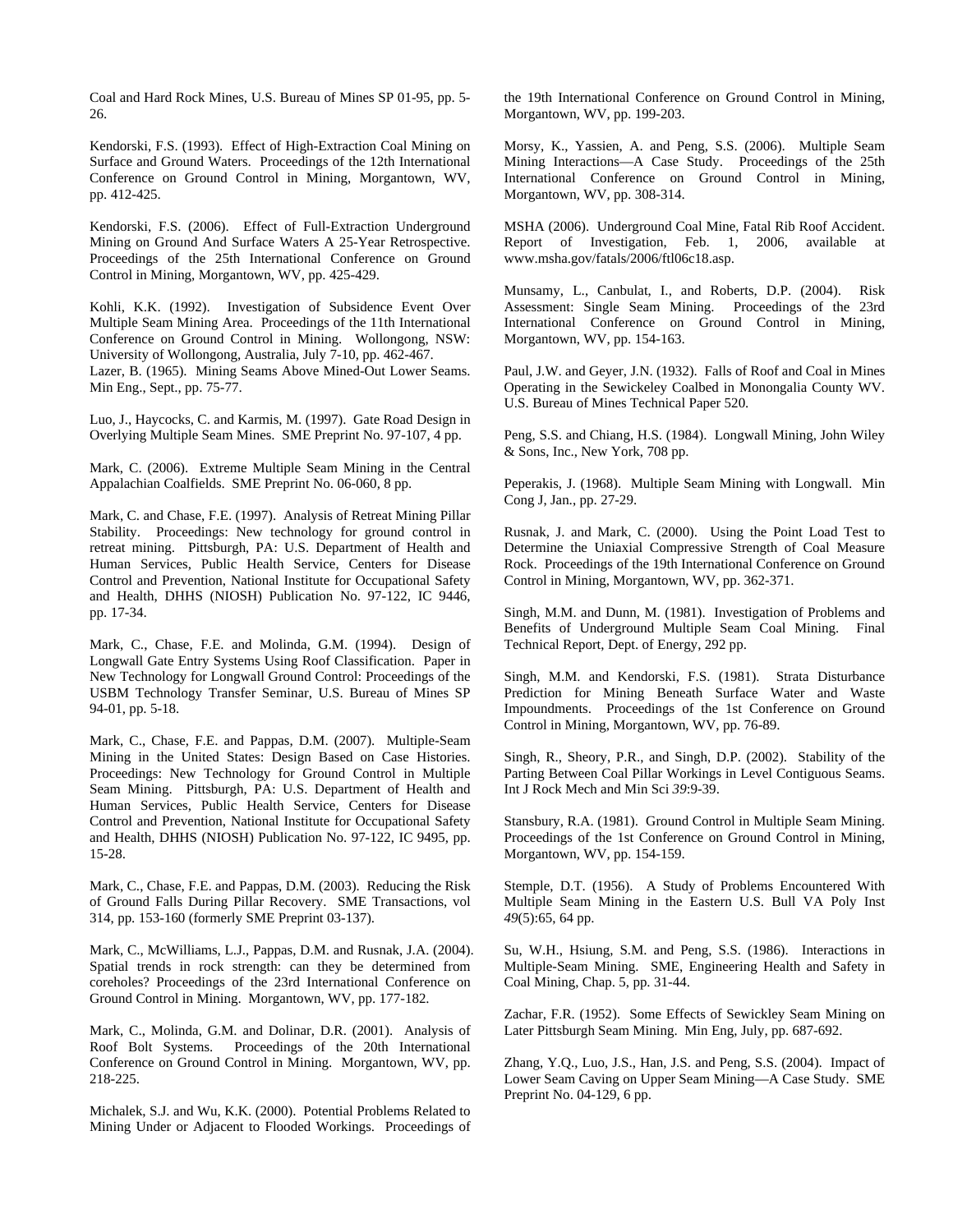Coal and Hard Rock Mines, U.S. Bureau of Mines SP 01-95, pp. 5-26.

Kendorski, F.S. (1993). Effect of High-Extraction Coal Mining on Surface and Ground Waters. Proceedings of the 12th International Conference on Ground Control in Mining, Morgantown, WV, pp. 412-425.

Kendorski, F.S. (2006). Effect of Full-Extraction Underground Mining on Ground And Surface Waters A 25-Year Retrospective. Proceedings of the 25th International Conference on Ground Control in Mining, Morgantown, WV, pp. 425-429.

Kohli, K.K. (1992). Investigation of Subsidence Event Over Multiple Seam Mining Area. Proceedings of the 11th International Conference on Ground Control in Mining. Wollongong, NSW: University of Wollongong, Australia, July 7-10, pp. 462-467.

Lazer, B. (1965). Mining Seams Above Mined-Out Lower Seams. Min Eng., Sept., pp. 75-77.

Luo, J., Haycocks, C. and Karmis, M. (1997). Gate Road Design in Overlying Multiple Seam Mines. SME Preprint No. 97-107, 4 pp.

Mark, C. (2006). Extreme Multiple Seam Mining in the Central Appalachian Coalfields. SME Preprint No. 06-060, 8 pp.

Mark, C. and Chase, F.E. (1997). Analysis of Retreat Mining Pillar Stability. Proceedings: New technology for ground control in retreat mining. Pittsburgh, PA: U.S. Department of Health and Human Services, Public Health Service, Centers for Disease Control and Prevention, National Institute for Occupational Safety and Health, DHHS (NIOSH) Publication No. 97-122, IC 9446, pp. 17-34.

Mark, C., Chase, F.E. and Molinda, G.M. (1994). Design of Longwall Gate Entry Systems Using Roof Classification. Paper in New Technology for Longwall Ground Control: Proceedings of the USBM Technology Transfer Seminar, U.S. Bureau of Mines SP 94-01, pp. 5-18.

Mark, C., Chase, F.E. and Pappas, D.M. (2007). Multiple-Seam Mining in the United States: Design Based on Case Histories. Proceedings: New Technology for Ground Control in Multiple Seam Mining. Pittsburgh, PA: U.S. Department of Health and Human Services, Public Health Service, Centers for Disease Control and Prevention, National Institute for Occupational Safety and Health, DHHS (NIOSH) Publication No. 97-122, IC 9495, pp. 15-28.

Mark, C., Chase, F.E. and Pappas, D.M. (2003). Reducing the Risk of Ground Falls During Pillar Recovery. SME Transactions, vol 314, pp. 153-160 (formerly SME Preprint 03-137).

Mark, C., McWilliams, L.J., Pappas, D.M. and Rusnak, J.A. (2004). Spatial trends in rock strength: can they be determined from coreholes? Proceedings of the 23rd International Conference on Ground Control in Mining. Morgantown, WV, pp. 177-182.

Mark, C., Molinda, G.M. and Dolinar, D.R. (2001). Analysis of Roof Bolt Systems. Proceedings of the 20th International Conference on Ground Control in Mining. Morgantown, WV, pp. 218-225.

Michalek, S.J. and Wu, K.K. (2000). Potential Problems Related to Mining Under or Adjacent to Flooded Workings. Proceedings of the 19th International Conference on Ground Control in Mining, Morgantown, WV, pp. 199-203.

Morsy, K., Yassien, A. and Peng, S.S. (2006). Multiple Seam Mining Interactions—A Case Study. Proceedings of the 25th International Conference on Ground Control in Mining, Morgantown, WV, pp. 308-314.

MSHA (2006). Underground Coal Mine, Fatal Rib Roof Accident. Report of Investigation, Feb. 1, 2006, available at www.msha.gov/fatals/2006/ftl06c18.asp.

Munsamy, L., Canbulat, I., and Roberts, D.P. (2004). Risk Assessment: Single Seam Mining. Proceedings of the 23rd International Conference on Ground Control in Mining, Morgantown, WV, pp. 154-163.

Paul, J.W. and Geyer, J.N. (1932). Falls of Roof and Coal in Mines Operating in the Sewickeley Coalbed in Monongalia County WV. U.S. Bureau of Mines Technical Paper 520.

Peng, S.S. and Chiang, H.S. (1984). Longwall Mining, John Wiley & Sons, Inc., New York, 708 pp.

Peperakis, J. (1968). Multiple Seam Mining with Longwall. Min Cong J, Jan., pp. 27-29.

Rusnak, J. and Mark, C. (2000). Using the Point Load Test to Determine the Uniaxial Compressive Strength of Coal Measure Rock. Proceedings of the 19th International Conference on Ground Control in Mining, Morgantown, WV, pp. 362-371.

Singh, M.M. and Dunn, M. (1981). Investigation of Problems and Benefits of Underground Multiple Seam Coal Mining. Final Technical Report, Dept. of Energy, 292 pp.

Singh, M.M. and Kendorski, F.S. (1981). Strata Disturbance Prediction for Mining Beneath Surface Water and Waste Impoundments. Proceedings of the 1st Conference on Ground Control in Mining, Morgantown, WV, pp. 76-89.

Singh, R., Sheory, P.R., and Singh, D.P. (2002). Stability of the Parting Between Coal Pillar Workings in Level Contiguous Seams. Int J Rock Mech and Min Sci *39*:9-39.

Stansbury, R.A. (1981). Ground Control in Multiple Seam Mining. Proceedings of the 1st Conference on Ground Control in Mining, Morgantown, WV, pp. 154-159.

Stemple, D.T. (1956). A Study of Problems Encountered With Multiple Seam Mining in the Eastern U.S. Bull VA Poly Inst *49*(5):65, 64 pp.

Su, W.H., Hsiung, S.M. and Peng, S.S. (1986). Interactions in Multiple-Seam Mining. SME, Engineering Health and Safety in Coal Mining, Chap. 5, pp. 31-44.

Zachar, F.R. (1952). Some Effects of Sewickley Seam Mining on Later Pittsburgh Seam Mining. Min Eng, July, pp. 687-692.

Zhang, Y.Q., Luo, J.S., Han, J.S. and Peng, S.S. (2004). Impact of Lower Seam Caving on Upper Seam Mining—A Case Study. SME Preprint No. 04-129, 6 pp.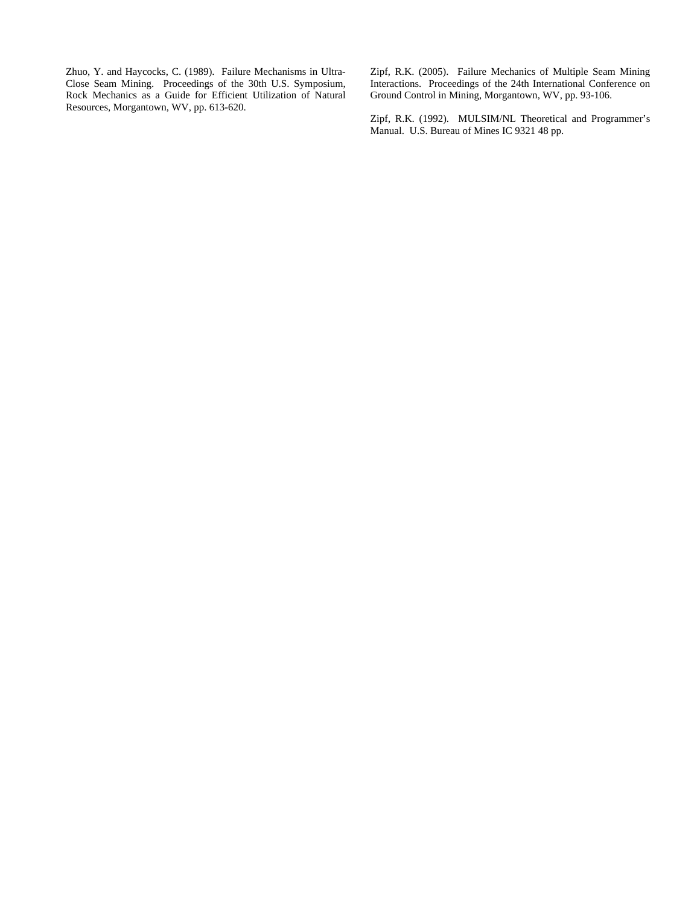Zhuo, Y. and Haycocks, C. (1989). Failure Mechanisms in Ultra-Close Seam Mining. Proceedings of the 30th U.S. Symposium, Rock Mechanics as a Guide for Efficient Utilization of Natural Resources, Morgantown, WV, pp. 613-620.

Zipf, R.K. (2005). Failure Mechanics of Multiple Seam Mining Interactions. Proceedings of the 24th International Conference on Ground Control in Mining, Morgantown, WV, pp. 93-106.

Zipf, R.K. (1992). MULSIM/NL Theoretical and Programmer's Manual. U.S. Bureau of Mines IC 9321 48 pp.